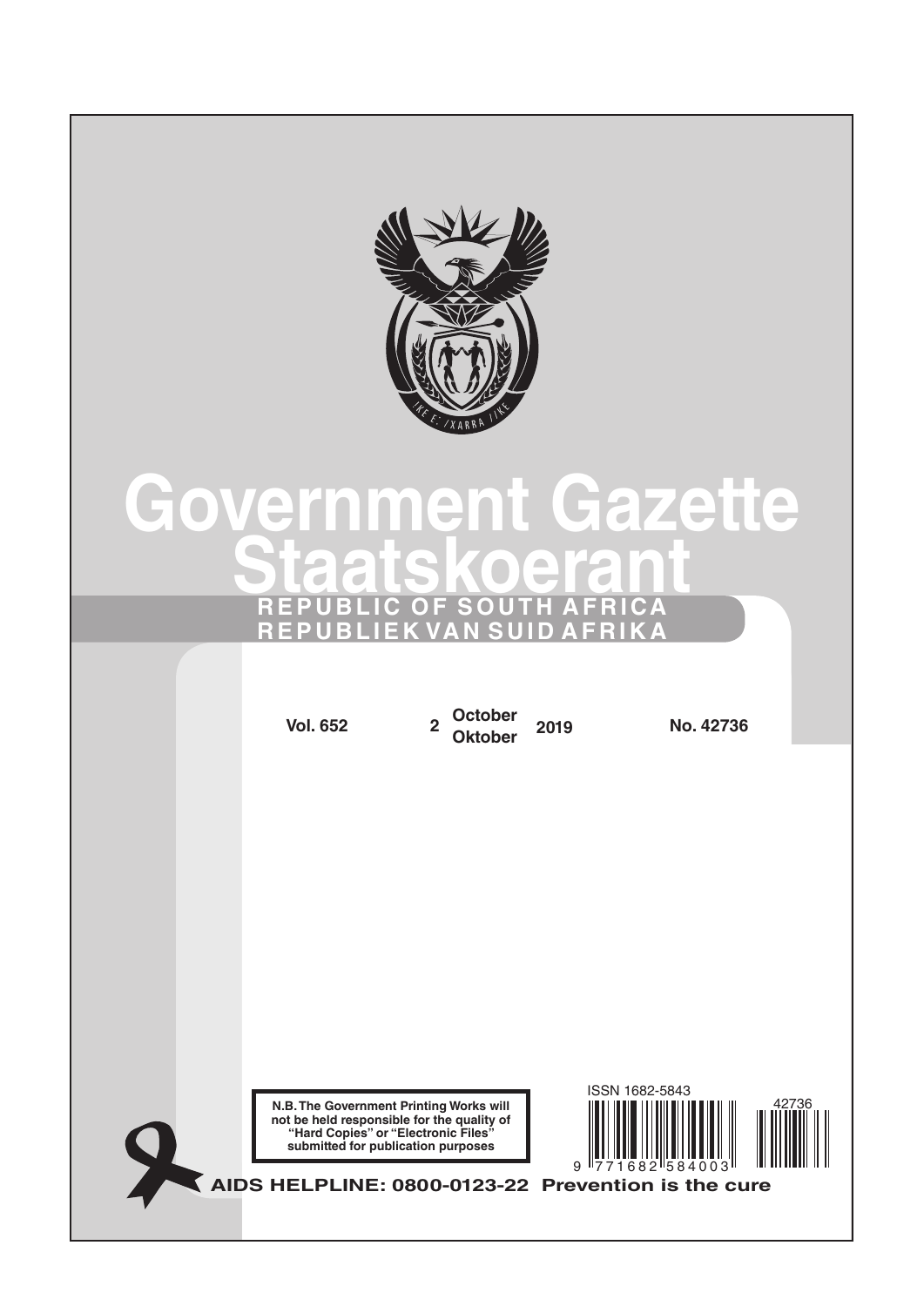# Government Gazette

# Staatskoerant

**REPUBLIC OF SOUTH AFRICA**

**REPUBLIEK VAN SUID AFRIKA**

**Vol. 652** | **2 October / Oktober 2019** | **No. 42736**

**N.B. The Government Printing Works will not be held responsible for the quality of "Hard Copies" or "Electronic Files" submitted for publication purposes**

ISSN 1682-5843

**AIDS HELPLINE: 0800-0123-22 Prevention is the cure**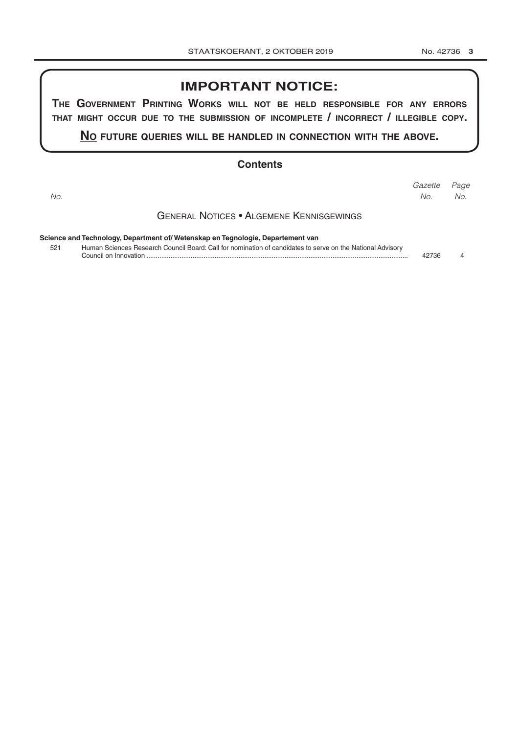## IMPORTANT NOTICE:

**THE GOVERNMENT PRINTING WORKS WILL NOT BE HELD RESPONSIBLE FOR ANY ERRORS THAT MIGHT OCCUR DUE TO THE SUBMISSION OF INCOMPLETE / INCORRECT / ILLEGIBLE COPY.**

**NO FUTURE QUERIES WILL BE HANDLED IN CONNECTION WITH THE ABOVE.**

## Contents

| *No.* | | *Gazette No.* | *Page No.* |
|---|---|---|---|
| | **GENERAL NOTICES • ALGEMENE KENNISGEWINGS** | | |
| | **Science and Technology, Department of/ Wetenskap en Tegnologie, Departement van** | | |
| 521 | Human Sciences Research Council Board: Call for nomination of candidates to serve on the National Advisory Council on Innovation | 42736 | 4 |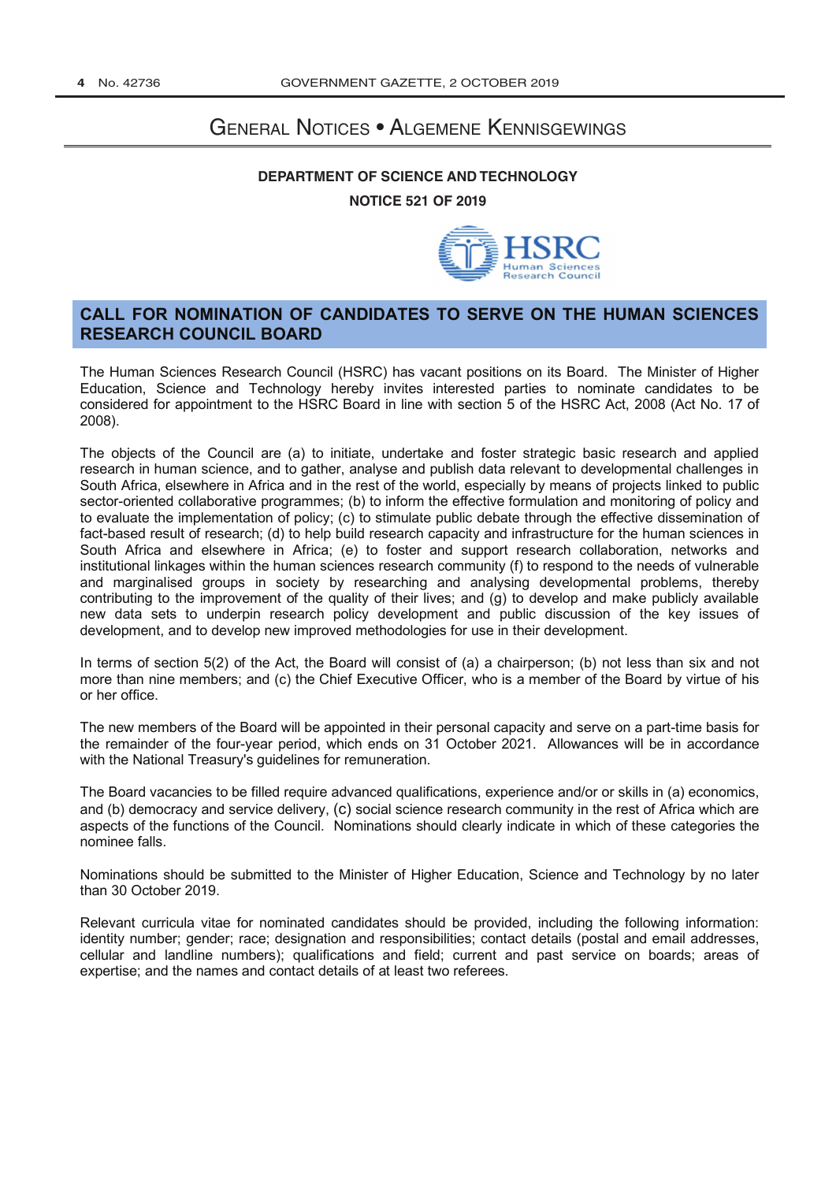# General Notices • Algemene Kennisgewings

**DEPARTMENT OF SCIENCE AND TECHNOLOGY**

**NOTICE 521 OF 2019**

HSRC
Human Sciences Research Council

## CALL FOR NOMINATION OF CANDIDATES TO SERVE ON THE HUMAN SCIENCES RESEARCH COUNCIL BOARD

The Human Sciences Research Council (HSRC) has vacant positions on its Board. The Minister of Higher Education, Science and Technology hereby invites interested parties to nominate candidates to be considered for appointment to the HSRC Board in line with section 5 of the HSRC Act, 2008 (Act No. 17 of 2008).

The objects of the Council are (a) to initiate, undertake and foster strategic basic research and applied research in human science, and to gather, analyse and publish data relevant to developmental challenges in South Africa, elsewhere in Africa and in the rest of the world, especially by means of projects linked to public sector-oriented collaborative programmes; (b) to inform the effective formulation and monitoring of policy and to evaluate the implementation of policy; (c) to stimulate public debate through the effective dissemination of fact-based result of research; (d) to help build research capacity and infrastructure for the human sciences in South Africa and elsewhere in Africa; (e) to foster and support research collaboration, networks and institutional linkages within the human sciences research community (f) to respond to the needs of vulnerable and marginalised groups in society by researching and analysing developmental problems, thereby contributing to the improvement of the quality of their lives; and (g) to develop and make publicly available new data sets to underpin research policy development and public discussion of the key issues of development, and to develop new improved methodologies for use in their development.

In terms of section 5(2) of the Act, the Board will consist of (a) a chairperson; (b) not less than six and not more than nine members; and (c) the Chief Executive Officer, who is a member of the Board by virtue of his or her office.

The new members of the Board will be appointed in their personal capacity and serve on a part-time basis for the remainder of the four-year period, which ends on 31 October 2021. Allowances will be in accordance with the National Treasury's guidelines for remuneration.

The Board vacancies to be filled require advanced qualifications, experience and/or or skills in (a) economics, and (b) democracy and service delivery, (c) social science research community in the rest of Africa which are aspects of the functions of the Council. Nominations should clearly indicate in which of these categories the nominee falls.

Nominations should be submitted to the Minister of Higher Education, Science and Technology by no later than 30 October 2019.

Relevant curricula vitae for nominated candidates should be provided, including the following information: identity number; gender; race; designation and responsibilities; contact details (postal and email addresses, cellular and landline numbers); qualifications and field; current and past service on boards; areas of expertise; and the names and contact details of at least two referees.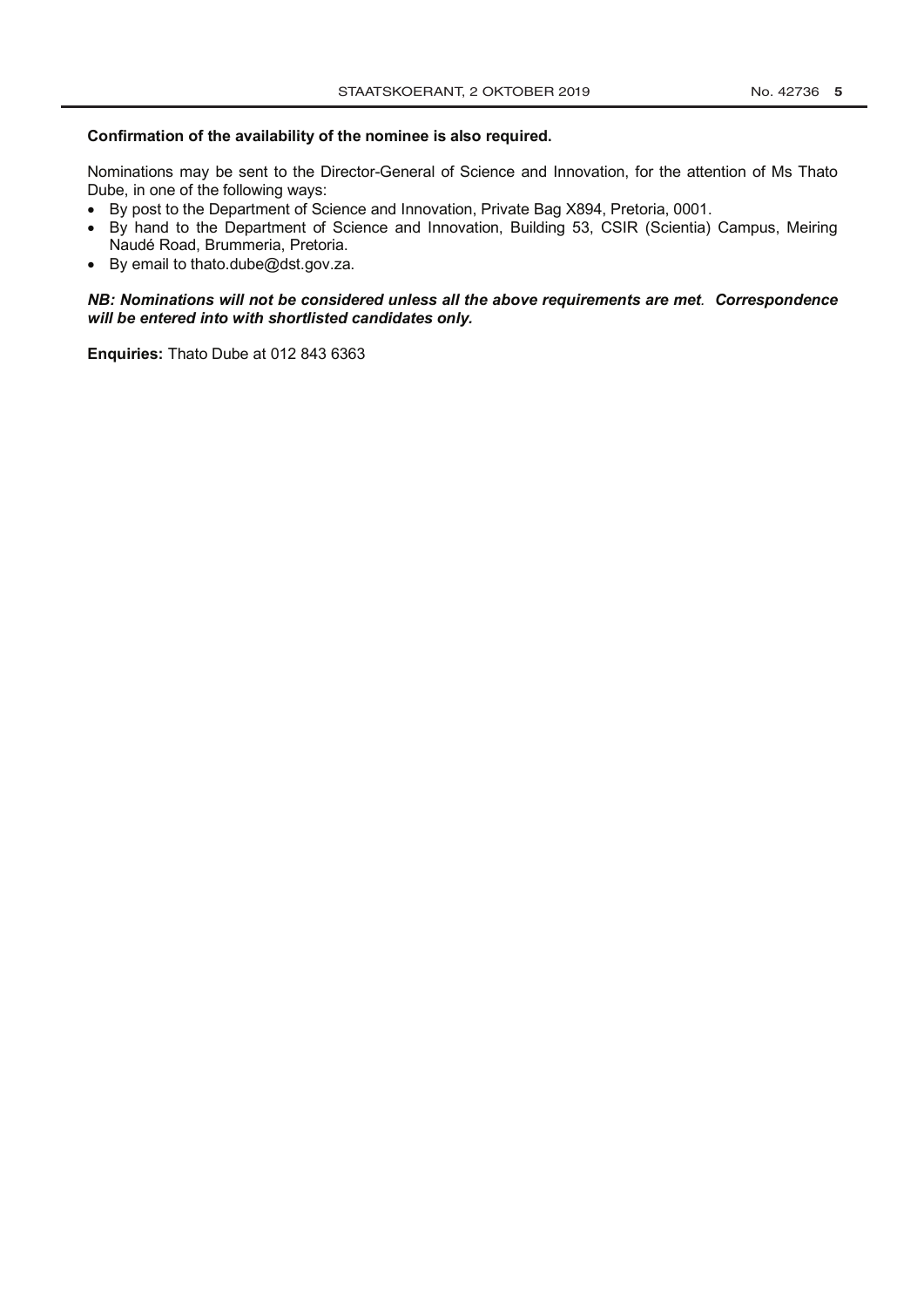**Confirmation of the availability of the nominee is also required.**

Nominations may be sent to the Director-General of Science and Innovation, for the attention of Ms Thato Dube, in one of the following ways:

- By post to the Department of Science and Innovation, Private Bag X894, Pretoria, 0001.
- By hand to the Department of Science and Innovation, Building 53, CSIR (Scientia) Campus, Meiring Naudé Road, Brummeria, Pretoria.
- By email to thato.dube@dst.gov.za.

***NB: Nominations will not be considered unless all the above requirements are met. Correspondence will be entered into with shortlisted candidates only.***

**Enquiries:** Thato Dube at 012 843 6363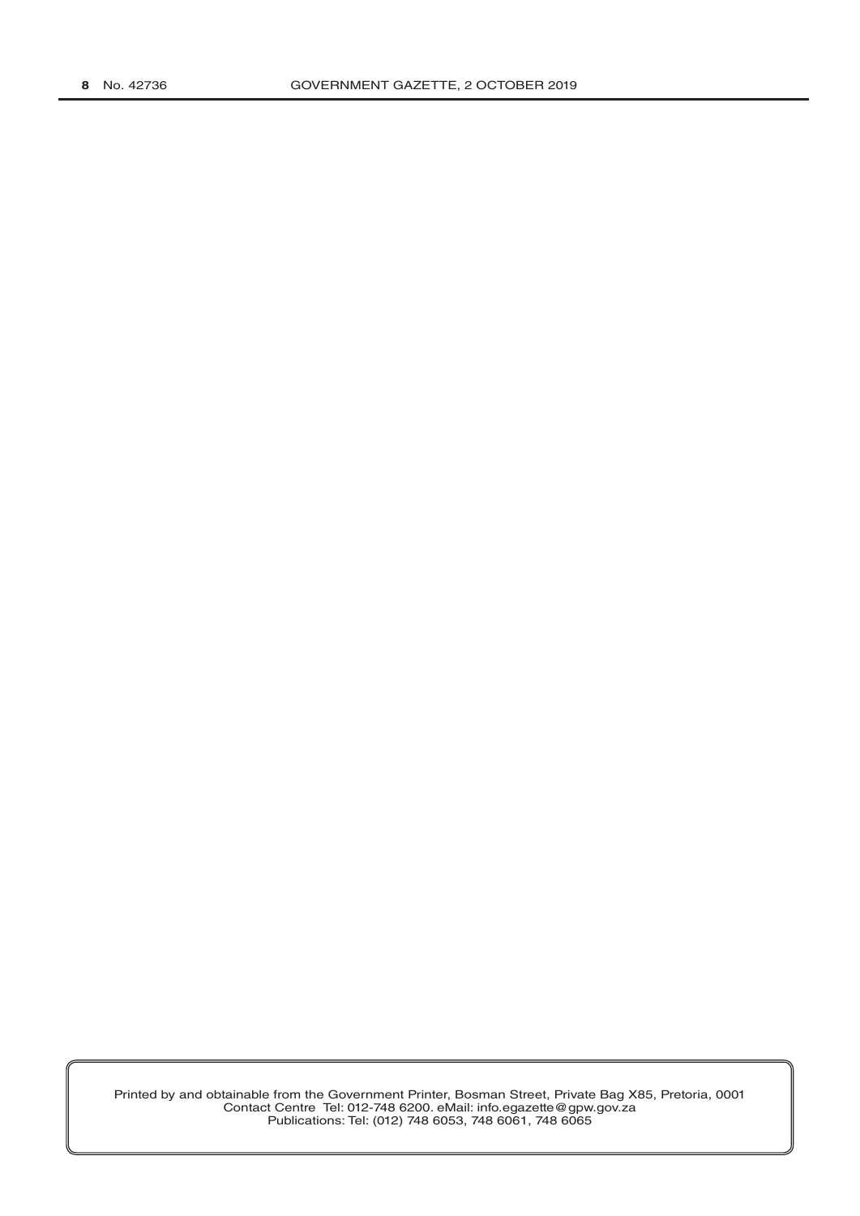Printed by and obtainable from the Government Printer, Bosman Street, Private Bag X85, Pretoria, 0001
Contact Centre Tel: 012-748 6200. eMail: info.egazette@gpw.gov.za
Publications: Tel: (012) 748 6053, 748 6061, 748 6065